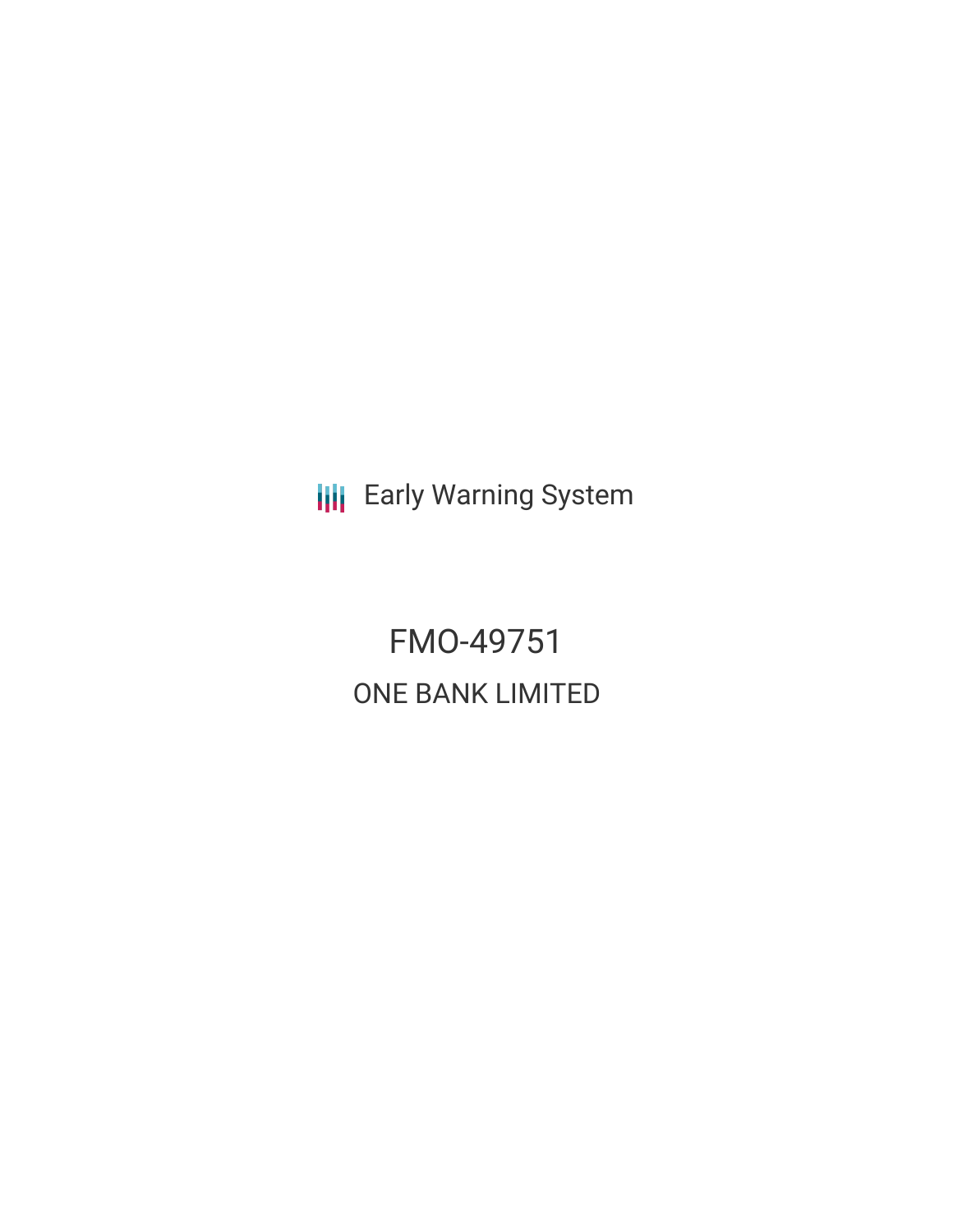Early Warning System

# FMO-49751

## ONE BANK LIMITED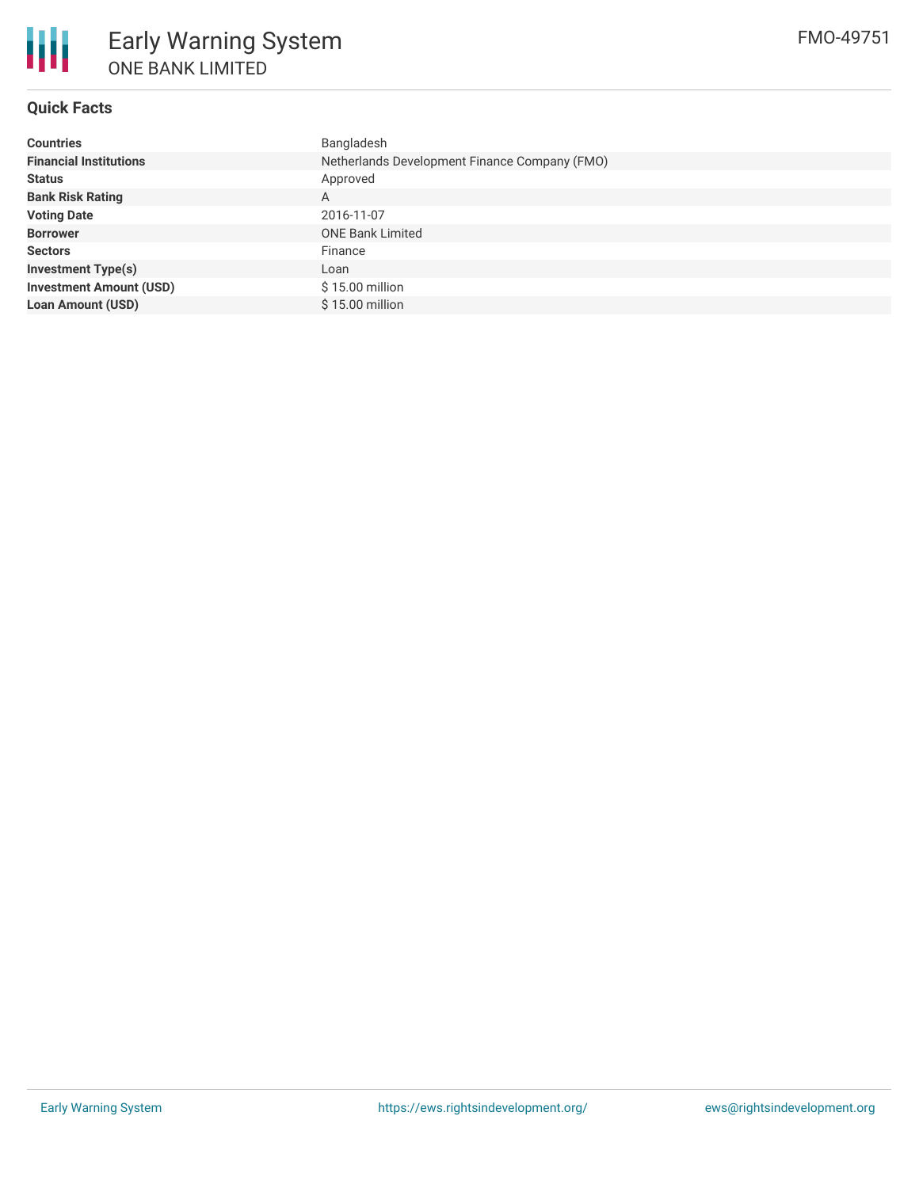# Early Warning System

## ONE BANK LIMITED

FMO-49751

### Quick Facts

| | |
|---|---|
| **Countries** | Bangladesh |
| **Financial Institutions** | Netherlands Development Finance Company (FMO) |
| **Status** | Approved |
| **Bank Risk Rating** | A |
| **Voting Date** | 2016-11-07 |
| **Borrower** | ONE Bank Limited |
| **Sectors** | Finance |
| **Investment Type(s)** | Loan |
| **Investment Amount (USD)** | $ 15.00 million |
| **Loan Amount (USD)** | $ 15.00 million |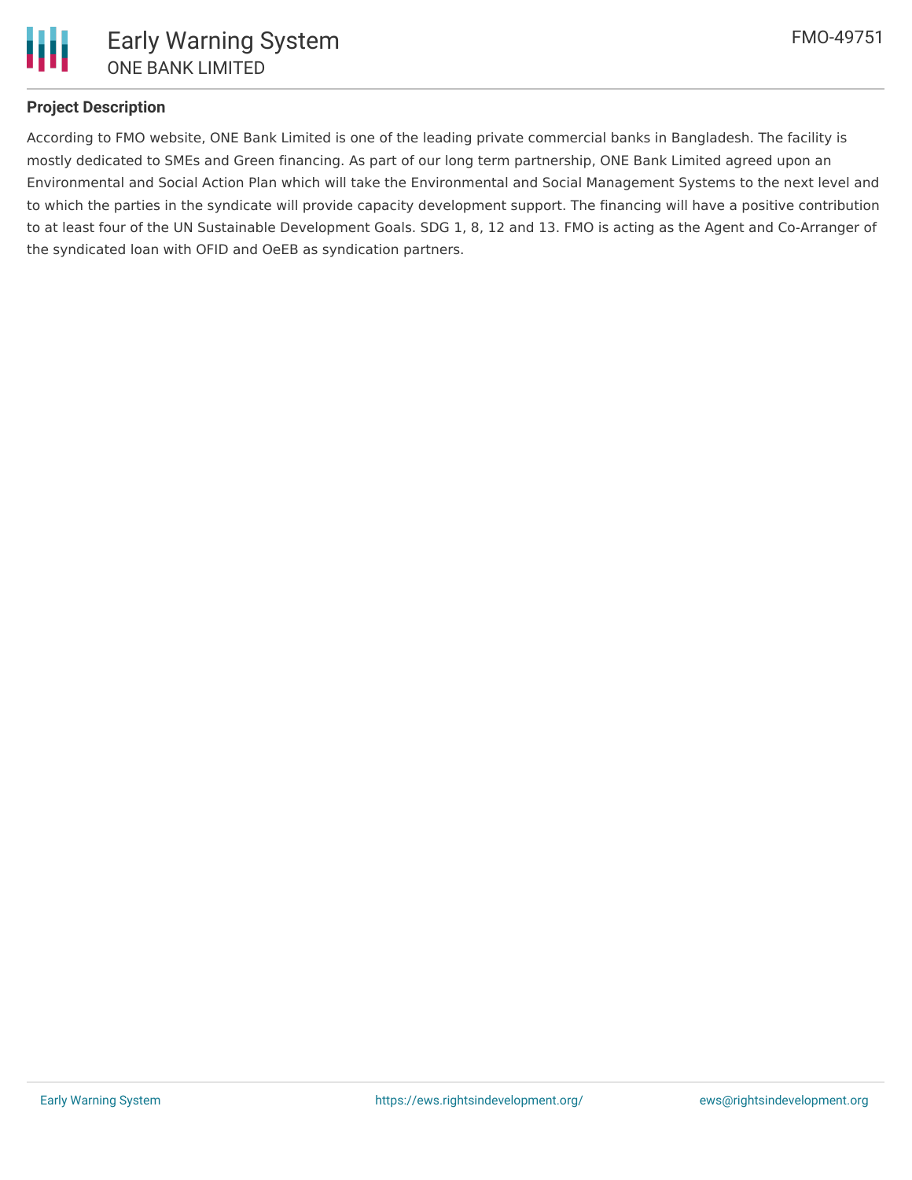## Project Description

According to FMO website, ONE Bank Limited is one of the leading private commercial banks in Bangladesh. The facility is mostly dedicated to SMEs and Green financing. As part of our long term partnership, ONE Bank Limited agreed upon an Environmental and Social Action Plan which will take the Environmental and Social Management Systems to the next level and to which the parties in the syndicate will provide capacity development support. The financing will have a positive contribution to at least four of the UN Sustainable Development Goals. SDG 1, 8, 12 and 13. FMO is acting as the Agent and Co-Arranger of the syndicated loan with OFID and OeEB as syndication partners.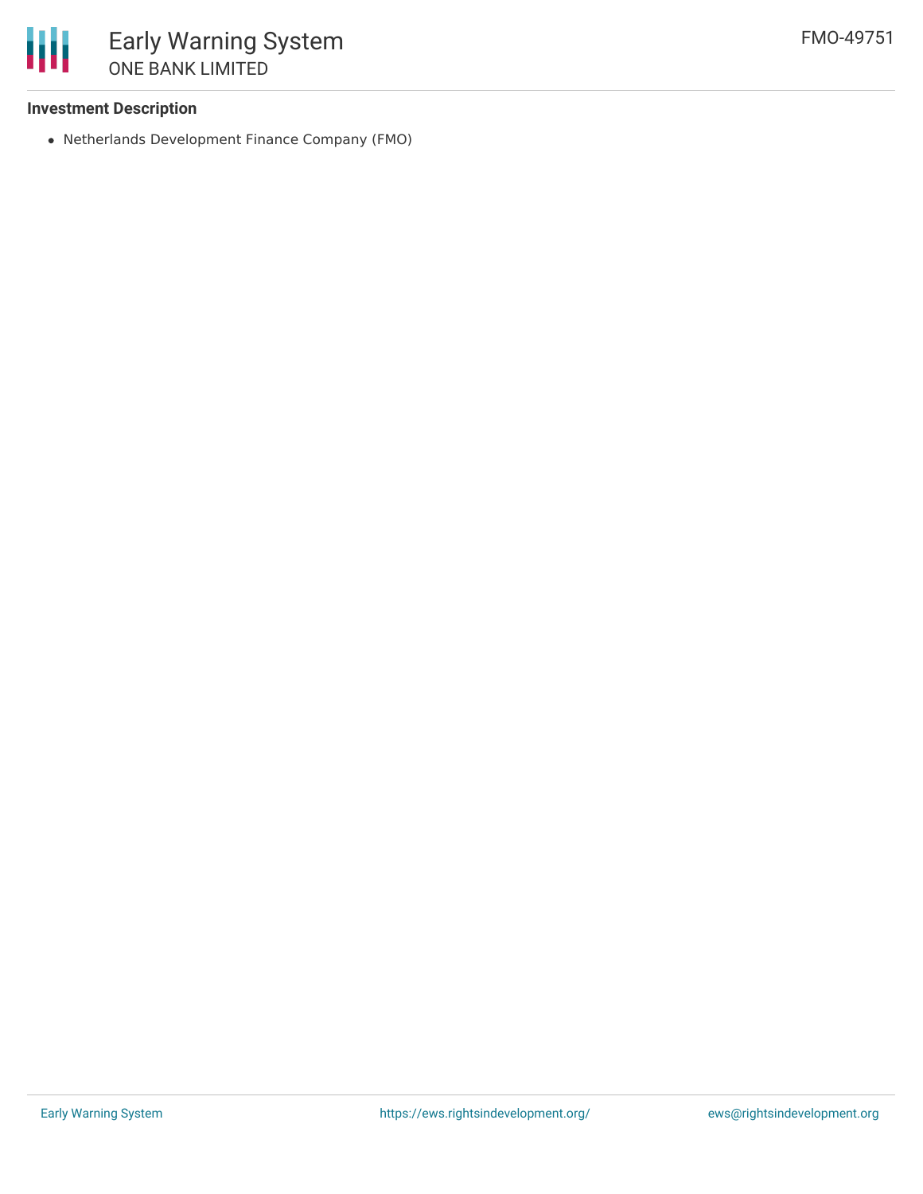### Investment Description

- Netherlands Development Finance Company (FMO)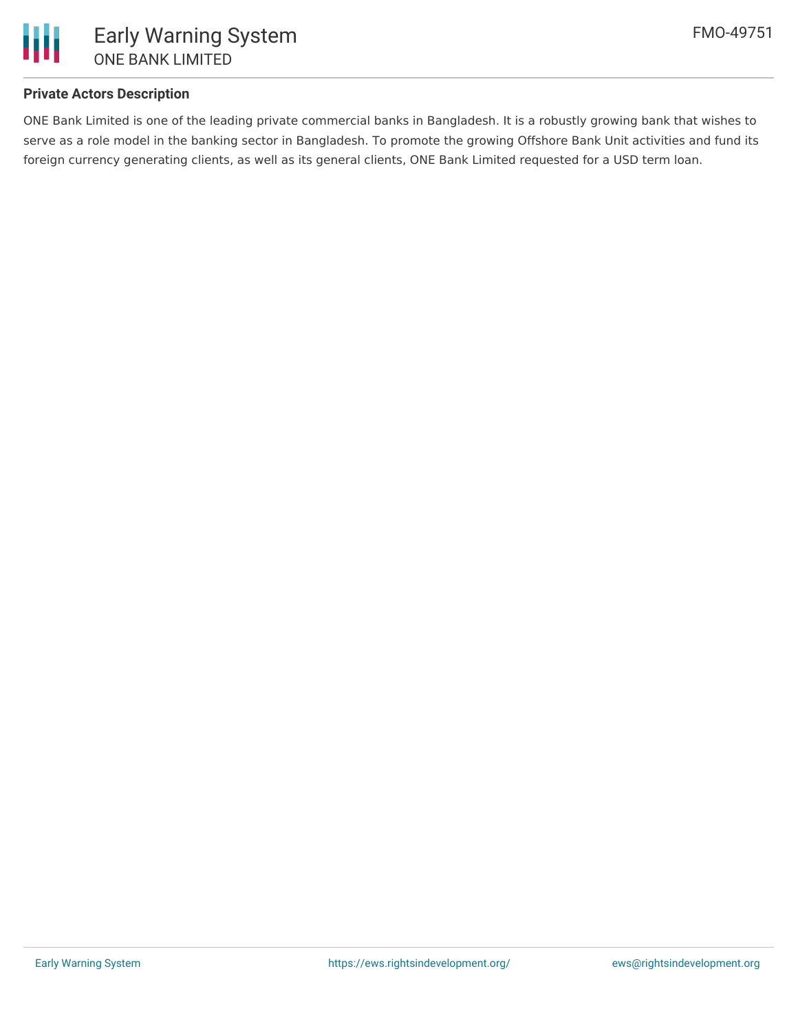### Private Actors Description

ONE Bank Limited is one of the leading private commercial banks in Bangladesh. It is a robustly growing bank that wishes to serve as a role model in the banking sector in Bangladesh. To promote the growing Offshore Bank Unit activities and fund its foreign currency generating clients, as well as its general clients, ONE Bank Limited requested for a USD term loan.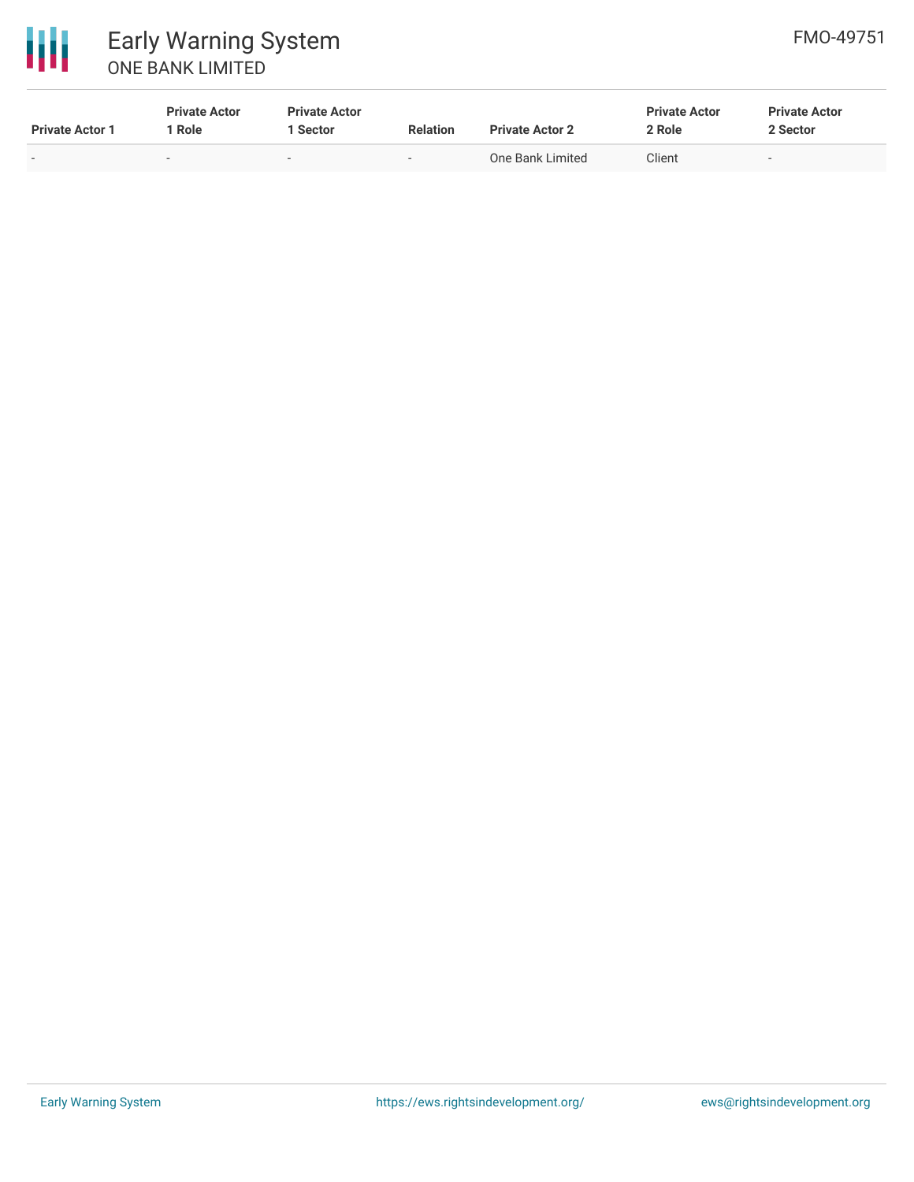| Private Actor 1 | Private Actor 1 Role | Private Actor 1 Sector | Relation | Private Actor 2 | Private Actor 2 Role | Private Actor 2 Sector |
|---|---|---|---|---|---|---|
| - | - | - | - | One Bank Limited | Client | - |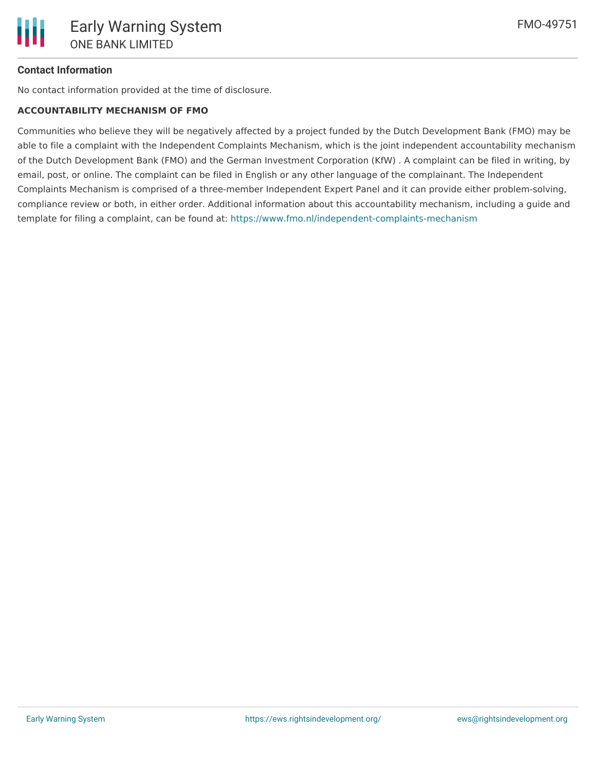**Contact Information**

No contact information provided at the time of disclosure.

**ACCOUNTABILITY MECHANISM OF FMO**

Communities who believe they will be negatively affected by a project funded by the Dutch Development Bank (FMO) may be able to file a complaint with the Independent Complaints Mechanism, which is the joint independent accountability mechanism of the Dutch Development Bank (FMO) and the German Investment Corporation (KfW) . A complaint can be filed in writing, by email, post, or online. The complaint can be filed in English or any other language of the complainant. The Independent Complaints Mechanism is comprised of a three-member Independent Expert Panel and it can provide either problem-solving, compliance review or both, in either order. Additional information about this accountability mechanism, including a guide and template for filing a complaint, can be found at: https://www.fmo.nl/independent-complaints-mechanism